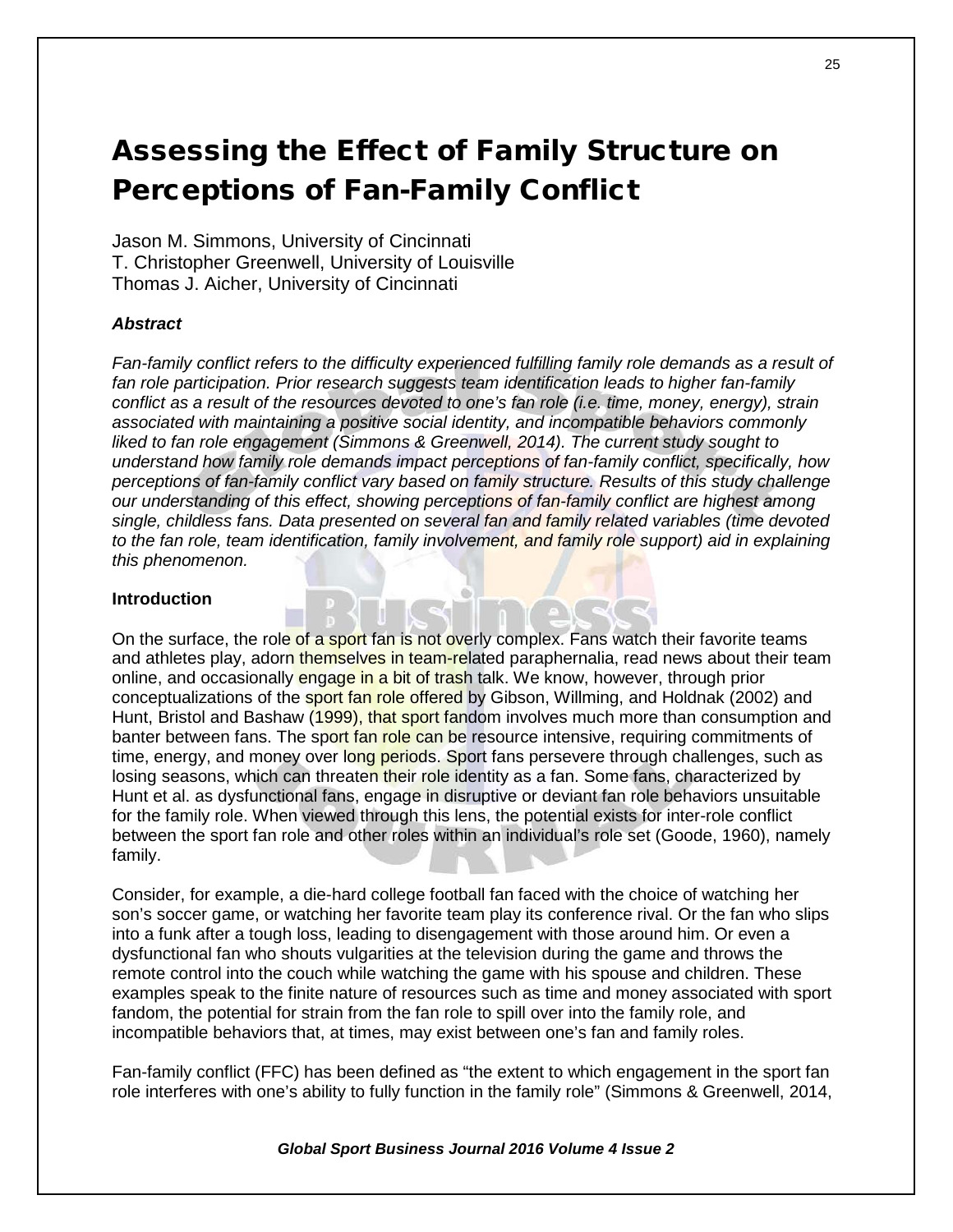# Assessing the Effect of Family Structure on Perceptions of Fan-Family Conflict

Jason M. Simmons, University of Cincinnati
T. Christopher Greenwell, University of Louisville
Thomas J. Aicher, University of Cincinnati

### *Abstract*

*Fan-family conflict refers to the difficulty experienced fulfilling family role demands as a result of fan role participation. Prior research suggests team identification leads to higher fan-family conflict as a result of the resources devoted to one's fan role (i.e. time, money, energy), strain associated with maintaining a positive social identity, and incompatible behaviors commonly liked to fan role engagement (Simmons & Greenwell, 2014). The current study sought to understand how family role demands impact perceptions of fan-family conflict, specifically, how perceptions of fan-family conflict vary based on family structure. Results of this study challenge our understanding of this effect, showing perceptions of fan-family conflict are highest among single, childless fans. Data presented on several fan and family related variables (time devoted to the fan role, team identification, family involvement, and family role support) aid in explaining this phenomenon.*

### Introduction

On the surface, the role of a sport fan is not overly complex. Fans watch their favorite teams and athletes play, adorn themselves in team-related paraphernalia, read news about their team online, and occasionally engage in a bit of trash talk. We know, however, through prior conceptualizations of the sport fan role offered by Gibson, Willming, and Holdnak (2002) and Hunt, Bristol and Bashaw (1999), that sport fandom involves much more than consumption and banter between fans. The sport fan role can be resource intensive, requiring commitments of time, energy, and money over long periods. Sport fans persevere through challenges, such as losing seasons, which can threaten their role identity as a fan. Some fans, characterized by Hunt et al. as dysfunctional fans, engage in disruptive or deviant fan role behaviors unsuitable for the family role. When viewed through this lens, the potential exists for inter-role conflict between the sport fan role and other roles within an individual's role set (Goode, 1960), namely family.

Consider, for example, a die-hard college football fan faced with the choice of watching her son's soccer game, or watching her favorite team play its conference rival. Or the fan who slips into a funk after a tough loss, leading to disengagement with those around him. Or even a dysfunctional fan who shouts vulgarities at the television during the game and throws the remote control into the couch while watching the game with his spouse and children. These examples speak to the finite nature of resources such as time and money associated with sport fandom, the potential for strain from the fan role to spill over into the family role, and incompatible behaviors that, at times, may exist between one's fan and family roles.

Fan-family conflict (FFC) has been defined as "the extent to which engagement in the sport fan role interferes with one's ability to fully function in the family role" (Simmons & Greenwell, 2014,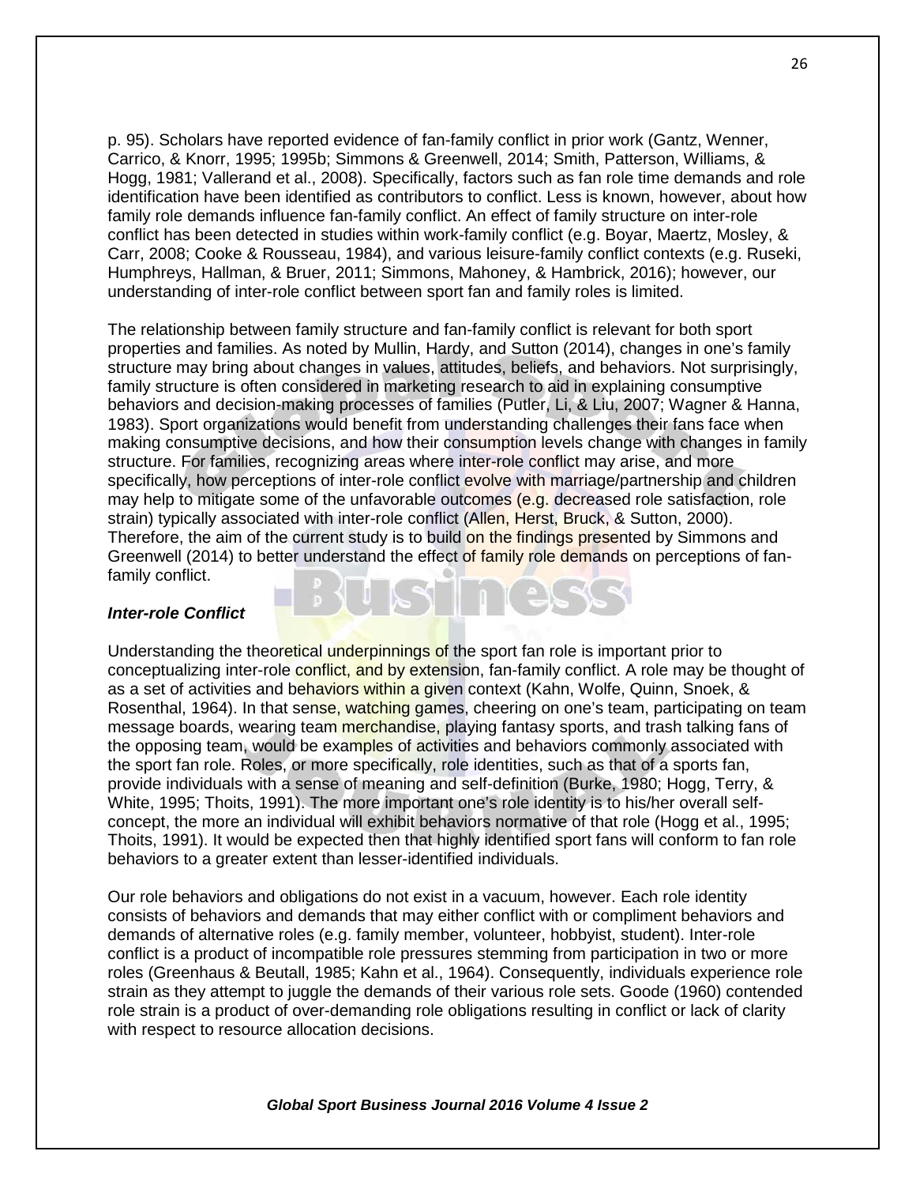p. 95). Scholars have reported evidence of fan-family conflict in prior work (Gantz, Wenner, Carrico, & Knorr, 1995; 1995b; Simmons & Greenwell, 2014; Smith, Patterson, Williams, & Hogg, 1981; Vallerand et al., 2008). Specifically, factors such as fan role time demands and role identification have been identified as contributors to conflict. Less is known, however, about how family role demands influence fan-family conflict. An effect of family structure on inter-role conflict has been detected in studies within work-family conflict (e.g. Boyar, Maertz, Mosley, & Carr, 2008; Cooke & Rousseau, 1984), and various leisure-family conflict contexts (e.g. Ruseki, Humphreys, Hallman, & Bruer, 2011; Simmons, Mahoney, & Hambrick, 2016); however, our understanding of inter-role conflict between sport fan and family roles is limited.

The relationship between family structure and fan-family conflict is relevant for both sport properties and families. As noted by Mullin, Hardy, and Sutton (2014), changes in one's family structure may bring about changes in values, attitudes, beliefs, and behaviors. Not surprisingly, family structure is often considered in marketing research to aid in explaining consumptive behaviors and decision-making processes of families (Putler, Li, & Liu, 2007; Wagner & Hanna, 1983). Sport organizations would benefit from understanding challenges their fans face when making consumptive decisions, and how their consumption levels change with changes in family structure. For families, recognizing areas where inter-role conflict may arise, and more specifically, how perceptions of inter-role conflict evolve with marriage/partnership and children may help to mitigate some of the unfavorable outcomes (e.g. decreased role satisfaction, role strain) typically associated with inter-role conflict (Allen, Herst, Bruck, & Sutton, 2000). Therefore, the aim of the current study is to build on the findings presented by Simmons and Greenwell (2014) to better understand the effect of family role demands on perceptions of fan-family conflict.

### *Inter-role Conflict*

Understanding the theoretical underpinnings of the sport fan role is important prior to conceptualizing inter-role conflict, and by extension, fan-family conflict. A role may be thought of as a set of activities and behaviors within a given context (Kahn, Wolfe, Quinn, Snoek, & Rosenthal, 1964). In that sense, watching games, cheering on one's team, participating on team message boards, wearing team merchandise, playing fantasy sports, and trash talking fans of the opposing team, would be examples of activities and behaviors commonly associated with the sport fan role. Roles, or more specifically, role identities, such as that of a sports fan, provide individuals with a sense of meaning and self-definition (Burke, 1980; Hogg, Terry, & White, 1995; Thoits, 1991). The more important one's role identity is to his/her overall self-concept, the more an individual will exhibit behaviors normative of that role (Hogg et al., 1995; Thoits, 1991). It would be expected then that highly identified sport fans will conform to fan role behaviors to a greater extent than lesser-identified individuals.

Our role behaviors and obligations do not exist in a vacuum, however. Each role identity consists of behaviors and demands that may either conflict with or compliment behaviors and demands of alternative roles (e.g. family member, volunteer, hobbyist, student). Inter-role conflict is a product of incompatible role pressures stemming from participation in two or more roles (Greenhaus & Beutall, 1985; Kahn et al., 1964). Consequently, individuals experience role strain as they attempt to juggle the demands of their various role sets. Goode (1960) contended role strain is a product of over-demanding role obligations resulting in conflict or lack of clarity with respect to resource allocation decisions.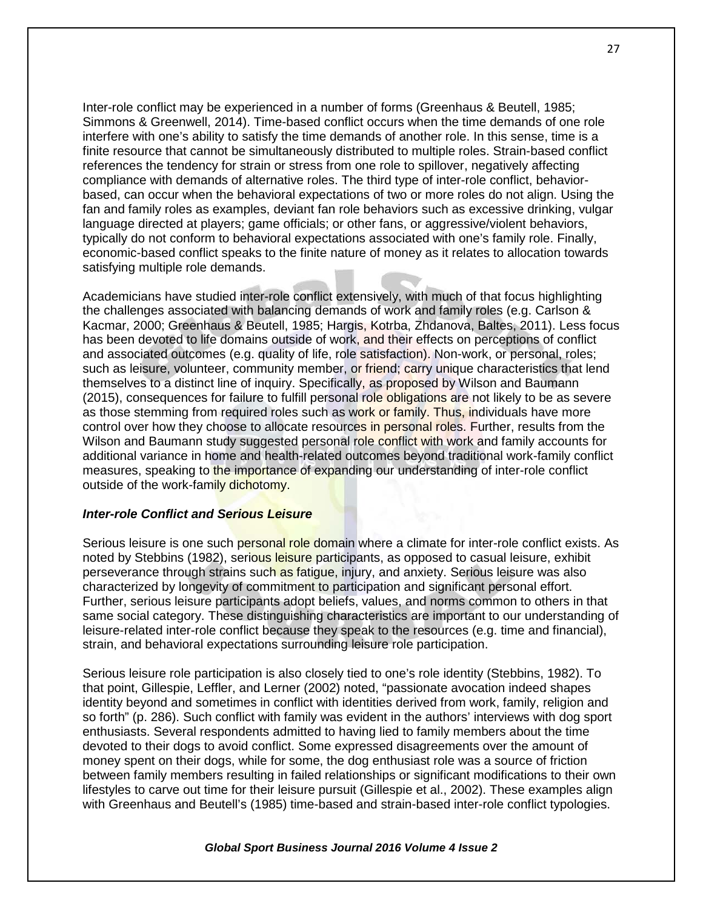Inter-role conflict may be experienced in a number of forms (Greenhaus & Beutell, 1985; Simmons & Greenwell, 2014). Time-based conflict occurs when the time demands of one role interfere with one's ability to satisfy the time demands of another role. In this sense, time is a finite resource that cannot be simultaneously distributed to multiple roles. Strain-based conflict references the tendency for strain or stress from one role to spillover, negatively affecting compliance with demands of alternative roles. The third type of inter-role conflict, behavior-based, can occur when the behavioral expectations of two or more roles do not align. Using the fan and family roles as examples, deviant fan role behaviors such as excessive drinking, vulgar language directed at players; game officials; or other fans, or aggressive/violent behaviors, typically do not conform to behavioral expectations associated with one's family role. Finally, economic-based conflict speaks to the finite nature of money as it relates to allocation towards satisfying multiple role demands.

Academicians have studied inter-role conflict extensively, with much of that focus highlighting the challenges associated with balancing demands of work and family roles (e.g. Carlson & Kacmar, 2000; Greenhaus & Beutell, 1985; Hargis, Kotrba, Zhdanova, Baltes, 2011). Less focus has been devoted to life domains outside of work, and their effects on perceptions of conflict and associated outcomes (e.g. quality of life, role satisfaction). Non-work, or personal, roles; such as leisure, volunteer, community member, or friend; carry unique characteristics that lend themselves to a distinct line of inquiry. Specifically, as proposed by Wilson and Baumann (2015), consequences for failure to fulfill personal role obligations are not likely to be as severe as those stemming from required roles such as work or family. Thus, individuals have more control over how they choose to allocate resources in personal roles. Further, results from the Wilson and Baumann study suggested personal role conflict with work and family accounts for additional variance in home and health-related outcomes beyond traditional work-family conflict measures, speaking to the importance of expanding our understanding of inter-role conflict outside of the work-family dichotomy.

***Inter-role Conflict and Serious Leisure***

Serious leisure is one such personal role domain where a climate for inter-role conflict exists. As noted by Stebbins (1982), serious leisure participants, as opposed to casual leisure, exhibit perseverance through strains such as fatigue, injury, and anxiety. Serious leisure was also characterized by longevity of commitment to participation and significant personal effort. Further, serious leisure participants adopt beliefs, values, and norms common to others in that same social category. These distinguishing characteristics are important to our understanding of leisure-related inter-role conflict because they speak to the resources (e.g. time and financial), strain, and behavioral expectations surrounding leisure role participation.

Serious leisure role participation is also closely tied to one's role identity (Stebbins, 1982). To that point, Gillespie, Leffler, and Lerner (2002) noted, "passionate avocation indeed shapes identity beyond and sometimes in conflict with identities derived from work, family, religion and so forth" (p. 286). Such conflict with family was evident in the authors' interviews with dog sport enthusiasts. Several respondents admitted to having lied to family members about the time devoted to their dogs to avoid conflict. Some expressed disagreements over the amount of money spent on their dogs, while for some, the dog enthusiast role was a source of friction between family members resulting in failed relationships or significant modifications to their own lifestyles to carve out time for their leisure pursuit (Gillespie et al., 2002). These examples align with Greenhaus and Beutell's (1985) time-based and strain-based inter-role conflict typologies.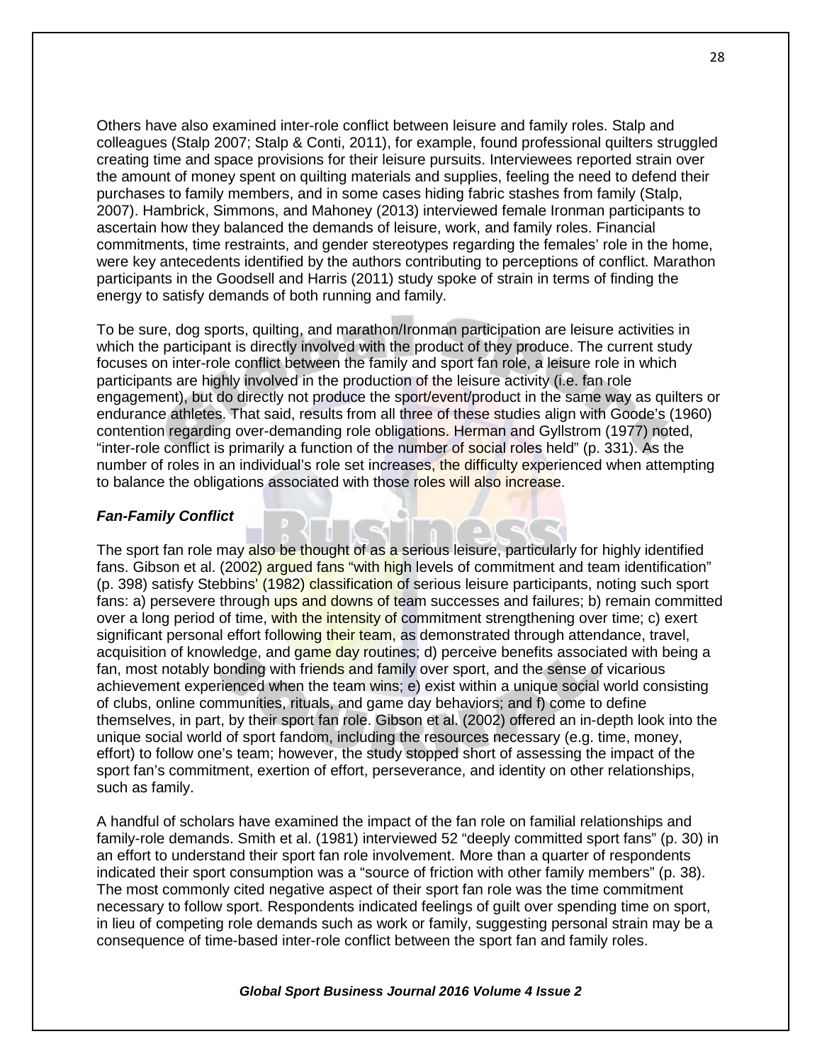Others have also examined inter-role conflict between leisure and family roles. Stalp and colleagues (Stalp 2007; Stalp & Conti, 2011), for example, found professional quilters struggled creating time and space provisions for their leisure pursuits. Interviewees reported strain over the amount of money spent on quilting materials and supplies, feeling the need to defend their purchases to family members, and in some cases hiding fabric stashes from family (Stalp, 2007). Hambrick, Simmons, and Mahoney (2013) interviewed female Ironman participants to ascertain how they balanced the demands of leisure, work, and family roles. Financial commitments, time restraints, and gender stereotypes regarding the females' role in the home, were key antecedents identified by the authors contributing to perceptions of conflict. Marathon participants in the Goodsell and Harris (2011) study spoke of strain in terms of finding the energy to satisfy demands of both running and family.

To be sure, dog sports, quilting, and marathon/Ironman participation are leisure activities in which the participant is directly involved with the product of they produce. The current study focuses on inter-role conflict between the family and sport fan role, a leisure role in which participants are highly involved in the production of the leisure activity (i.e. fan role engagement), but do directly not produce the sport/event/product in the same way as quilters or endurance athletes. That said, results from all three of these studies align with Goode's (1960) contention regarding over-demanding role obligations. Herman and Gyllstrom (1977) noted, "inter-role conflict is primarily a function of the number of social roles held" (p. 331). As the number of roles in an individual's role set increases, the difficulty experienced when attempting to balance the obligations associated with those roles will also increase.

### *Fan-Family Conflict*

The sport fan role may also be thought of as a serious leisure, particularly for highly identified fans. Gibson et al. (2002) argued fans "with high levels of commitment and team identification" (p. 398) satisfy Stebbins' (1982) classification of serious leisure participants, noting such sport fans: a) persevere through ups and downs of team successes and failures; b) remain committed over a long period of time, with the intensity of commitment strengthening over time; c) exert significant personal effort following their team, as demonstrated through attendance, travel, acquisition of knowledge, and game day routines; d) perceive benefits associated with being a fan, most notably bonding with friends and family over sport, and the sense of vicarious achievement experienced when the team wins; e) exist within a unique social world consisting of clubs, online communities, rituals, and game day behaviors; and f) come to define themselves, in part, by their sport fan role. Gibson et al. (2002) offered an in-depth look into the unique social world of sport fandom, including the resources necessary (e.g. time, money, effort) to follow one's team; however, the study stopped short of assessing the impact of the sport fan's commitment, exertion of effort, perseverance, and identity on other relationships, such as family.

A handful of scholars have examined the impact of the fan role on familial relationships and family-role demands. Smith et al. (1981) interviewed 52 "deeply committed sport fans" (p. 30) in an effort to understand their sport fan role involvement. More than a quarter of respondents indicated their sport consumption was a "source of friction with other family members" (p. 38). The most commonly cited negative aspect of their sport fan role was the time commitment necessary to follow sport. Respondents indicated feelings of guilt over spending time on sport, in lieu of competing role demands such as work or family, suggesting personal strain may be a consequence of time-based inter-role conflict between the sport fan and family roles.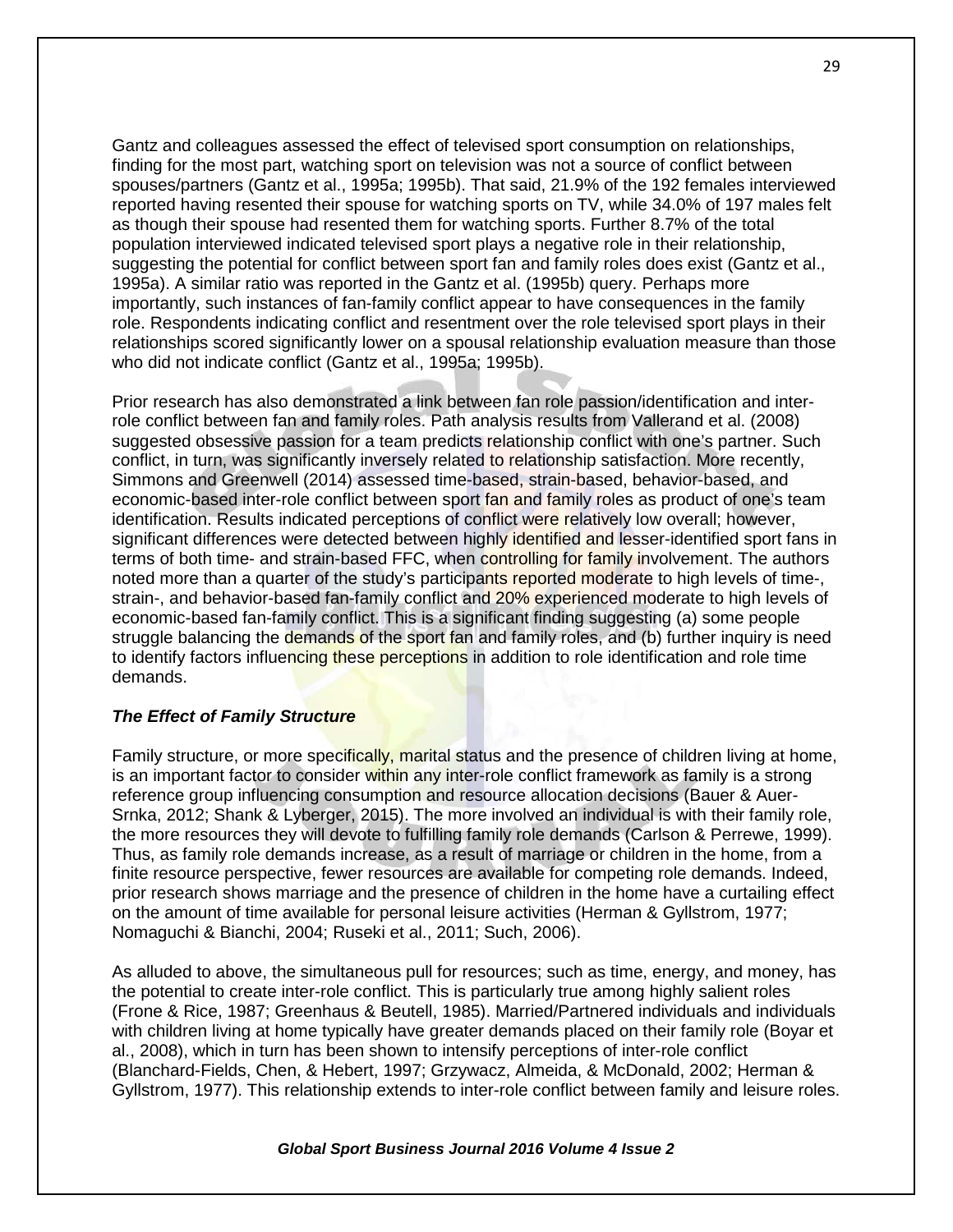Gantz and colleagues assessed the effect of televised sport consumption on relationships, finding for the most part, watching sport on television was not a source of conflict between spouses/partners (Gantz et al., 1995a; 1995b). That said, 21.9% of the 192 females interviewed reported having resented their spouse for watching sports on TV, while 34.0% of 197 males felt as though their spouse had resented them for watching sports. Further 8.7% of the total population interviewed indicated televised sport plays a negative role in their relationship, suggesting the potential for conflict between sport fan and family roles does exist (Gantz et al., 1995a). A similar ratio was reported in the Gantz et al. (1995b) query. Perhaps more importantly, such instances of fan-family conflict appear to have consequences in the family role. Respondents indicating conflict and resentment over the role televised sport plays in their relationships scored significantly lower on a spousal relationship evaluation measure than those who did not indicate conflict (Gantz et al., 1995a; 1995b).

Prior research has also demonstrated a link between fan role passion/identification and inter-role conflict between fan and family roles. Path analysis results from Vallerand et al. (2008) suggested obsessive passion for a team predicts relationship conflict with one's partner. Such conflict, in turn, was significantly inversely related to relationship satisfaction. More recently, Simmons and Greenwell (2014) assessed time-based, strain-based, behavior-based, and economic-based inter-role conflict between sport fan and family roles as product of one's team identification. Results indicated perceptions of conflict were relatively low overall; however, significant differences were detected between highly identified and lesser-identified sport fans in terms of both time- and strain-based FFC, when controlling for family involvement. The authors noted more than a quarter of the study's participants reported moderate to high levels of time-, strain-, and behavior-based fan-family conflict and 20% experienced moderate to high levels of economic-based fan-family conflict. This is a significant finding suggesting (a) some people struggle balancing the demands of the sport fan and family roles, and (b) further inquiry is need to identify factors influencing these perceptions in addition to role identification and role time demands.

***The Effect of Family Structure***

Family structure, or more specifically, marital status and the presence of children living at home, is an important factor to consider within any inter-role conflict framework as family is a strong reference group influencing consumption and resource allocation decisions (Bauer & Auer-Srnka, 2012; Shank & Lyberger, 2015). The more involved an individual is with their family role, the more resources they will devote to fulfilling family role demands (Carlson & Perrewe, 1999). Thus, as family role demands increase, as a result of marriage or children in the home, from a finite resource perspective, fewer resources are available for competing role demands. Indeed, prior research shows marriage and the presence of children in the home have a curtailing effect on the amount of time available for personal leisure activities (Herman & Gyllstrom, 1977; Nomaguchi & Bianchi, 2004; Ruseki et al., 2011; Such, 2006).

As alluded to above, the simultaneous pull for resources; such as time, energy, and money, has the potential to create inter-role conflict. This is particularly true among highly salient roles (Frone & Rice, 1987; Greenhaus & Beutell, 1985). Married/Partnered individuals and individuals with children living at home typically have greater demands placed on their family role (Boyar et al., 2008), which in turn has been shown to intensify perceptions of inter-role conflict (Blanchard-Fields, Chen, & Hebert, 1997; Grzywacz, Almeida, & McDonald, 2002; Herman & Gyllstrom, 1977). This relationship extends to inter-role conflict between family and leisure roles.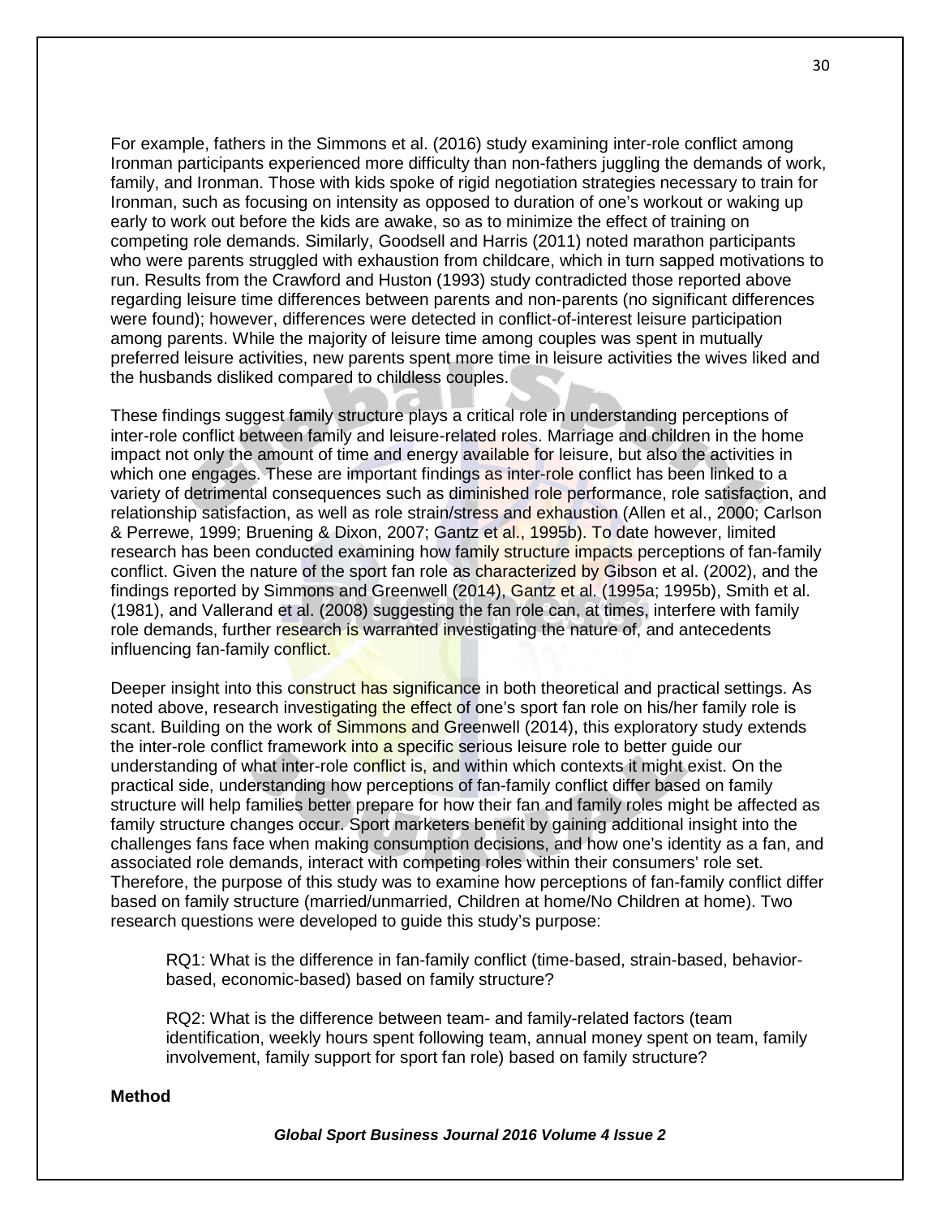For example, fathers in the Simmons et al. (2016) study examining inter-role conflict among Ironman participants experienced more difficulty than non-fathers juggling the demands of work, family, and Ironman. Those with kids spoke of rigid negotiation strategies necessary to train for Ironman, such as focusing on intensity as opposed to duration of one's workout or waking up early to work out before the kids are awake, so as to minimize the effect of training on competing role demands. Similarly, Goodsell and Harris (2011) noted marathon participants who were parents struggled with exhaustion from childcare, which in turn sapped motivations to run. Results from the Crawford and Huston (1993) study contradicted those reported above regarding leisure time differences between parents and non-parents (no significant differences were found); however, differences were detected in conflict-of-interest leisure participation among parents. While the majority of leisure time among couples was spent in mutually preferred leisure activities, new parents spent more time in leisure activities the wives liked and the husbands disliked compared to childless couples.

These findings suggest family structure plays a critical role in understanding perceptions of inter-role conflict between family and leisure-related roles. Marriage and children in the home impact not only the amount of time and energy available for leisure, but also the activities in which one engages. These are important findings as inter-role conflict has been linked to a variety of detrimental consequences such as diminished role performance, role satisfaction, and relationship satisfaction, as well as role strain/stress and exhaustion (Allen et al., 2000; Carlson & Perrewe, 1999; Bruening & Dixon, 2007; Gantz et al., 1995b). To date however, limited research has been conducted examining how family structure impacts perceptions of fan-family conflict. Given the nature of the sport fan role as characterized by Gibson et al. (2002), and the findings reported by Simmons and Greenwell (2014), Gantz et al. (1995a; 1995b), Smith et al. (1981), and Vallerand et al. (2008) suggesting the fan role can, at times, interfere with family role demands, further research is warranted investigating the nature of, and antecedents influencing fan-family conflict.

Deeper insight into this construct has significance in both theoretical and practical settings. As noted above, research investigating the effect of one's sport fan role on his/her family role is scant. Building on the work of Simmons and Greenwell (2014), this exploratory study extends the inter-role conflict framework into a specific serious leisure role to better guide our understanding of what inter-role conflict is, and within which contexts it might exist. On the practical side, understanding how perceptions of fan-family conflict differ based on family structure will help families better prepare for how their fan and family roles might be affected as family structure changes occur. Sport marketers benefit by gaining additional insight into the challenges fans face when making consumption decisions, and how one's identity as a fan, and associated role demands, interact with competing roles within their consumers' role set. Therefore, the purpose of this study was to examine how perceptions of fan-family conflict differ based on family structure (married/unmarried, Children at home/No Children at home). Two research questions were developed to guide this study's purpose:

> RQ1: What is the difference in fan-family conflict (time-based, strain-based, behavior-based, economic-based) based on family structure?
>
> RQ2: What is the difference between team- and family-related factors (team identification, weekly hours spent following team, annual money spent on team, family involvement, family support for sport fan role) based on family structure?

**Method**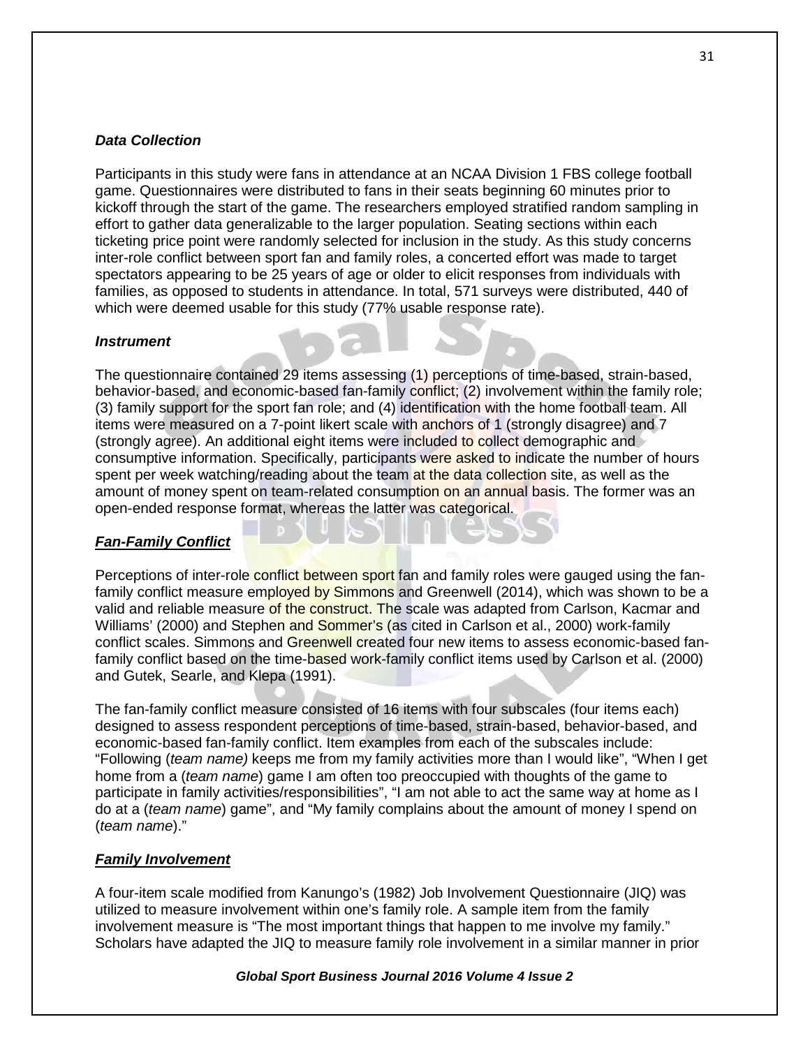### *Data Collection*

Participants in this study were fans in attendance at an NCAA Division 1 FBS college football game. Questionnaires were distributed to fans in their seats beginning 60 minutes prior to kickoff through the start of the game. The researchers employed stratified random sampling in effort to gather data generalizable to the larger population. Seating sections within each ticketing price point were randomly selected for inclusion in the study. As this study concerns inter-role conflict between sport fan and family roles, a concerted effort was made to target spectators appearing to be 25 years of age or older to elicit responses from individuals with families, as opposed to students in attendance. In total, 571 surveys were distributed, 440 of which were deemed usable for this study (77% usable response rate).

### *Instrument*

The questionnaire contained 29 items assessing (1) perceptions of time-based, strain-based, behavior-based, and economic-based fan-family conflict; (2) involvement within the family role; (3) family support for the sport fan role; and (4) identification with the home football team. All items were measured on a 7-point likert scale with anchors of 1 (strongly disagree) and 7 (strongly agree). An additional eight items were included to collect demographic and consumptive information. Specifically, participants were asked to indicate the number of hours spent per week watching/reading about the team at the data collection site, as well as the amount of money spent on team-related consumption on an annual basis. The former was an open-ended response format, whereas the latter was categorical.

### ***Fan-Family Conflict***

Perceptions of inter-role conflict between sport fan and family roles were gauged using the fan-family conflict measure employed by Simmons and Greenwell (2014), which was shown to be a valid and reliable measure of the construct. The scale was adapted from Carlson, Kacmar and Williams' (2000) and Stephen and Sommer's (as cited in Carlson et al., 2000) work-family conflict scales. Simmons and Greenwell created four new items to assess economic-based fan-family conflict based on the time-based work-family conflict items used by Carlson et al. (2000) and Gutek, Searle, and Klepa (1991).

The fan-family conflict measure consisted of 16 items with four subscales (four items each) designed to assess respondent perceptions of time-based, strain-based, behavior-based, and economic-based fan-family conflict. Item examples from each of the subscales include: "Following (*team name)* keeps me from my family activities more than I would like", "When I get home from a (*team name*) game I am often too preoccupied with thoughts of the game to participate in family activities/responsibilities", "I am not able to act the same way at home as I do at a (*team name*) game", and "My family complains about the amount of money I spend on (*team name*)."

### ***Family Involvement***

A four-item scale modified from Kanungo's (1982) Job Involvement Questionnaire (JIQ) was utilized to measure involvement within one's family role. A sample item from the family involvement measure is "The most important things that happen to me involve my family." Scholars have adapted the JIQ to measure family role involvement in a similar manner in prior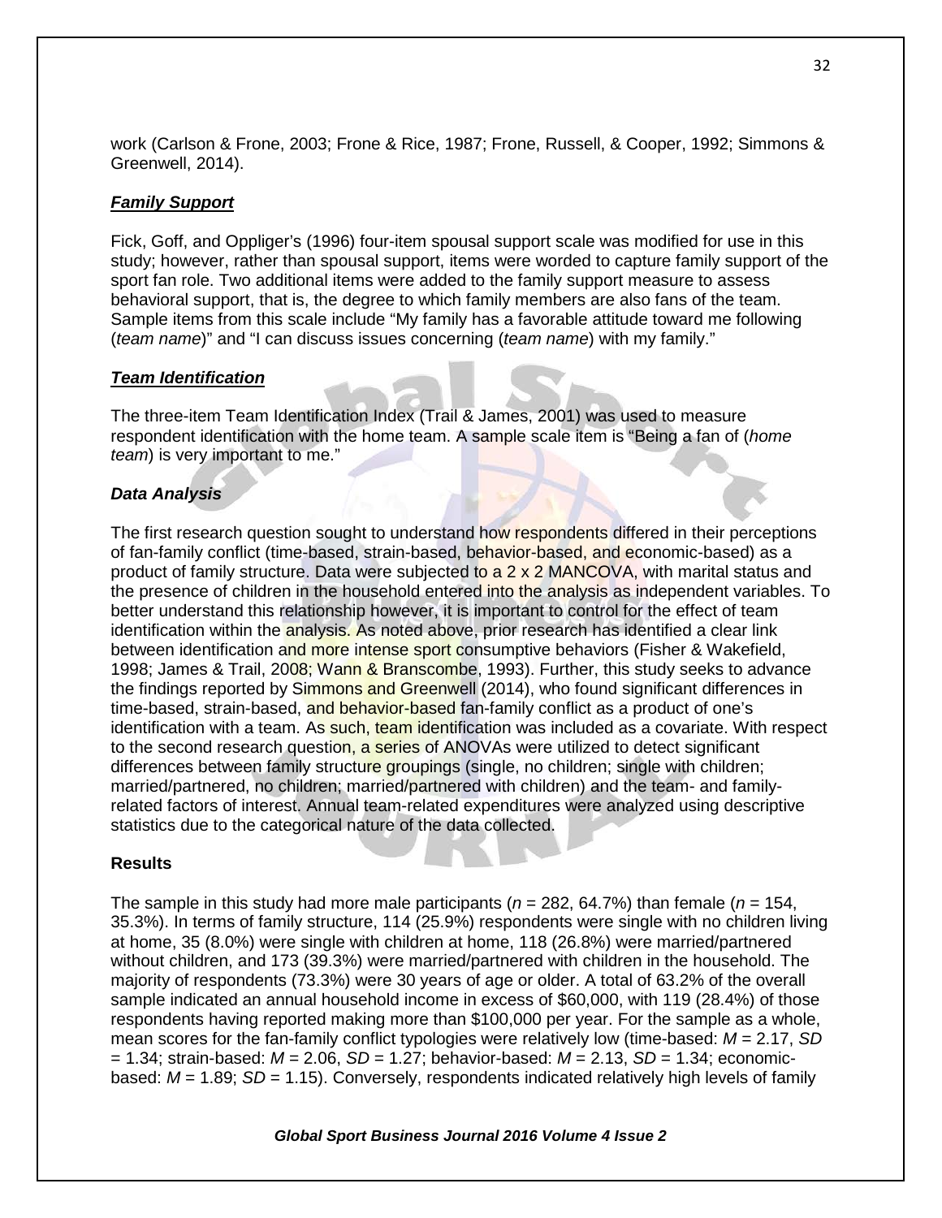work (Carlson & Frone, 2003; Frone & Rice, 1987; Frone, Russell, & Cooper, 1992; Simmons & Greenwell, 2014).

### ***Family Support***

Fick, Goff, and Oppliger's (1996) four-item spousal support scale was modified for use in this study; however, rather than spousal support, items were worded to capture family support of the sport fan role. Two additional items were added to the family support measure to assess behavioral support, that is, the degree to which family members are also fans of the team. Sample items from this scale include "My family has a favorable attitude toward me following (*team name*)" and "I can discuss issues concerning (*team name*) with my family."

### ***Team Identification***

The three-item Team Identification Index (Trail & James, 2001) was used to measure respondent identification with the home team. A sample scale item is "Being a fan of (*home team*) is very important to me."

### ***Data Analysis***

The first research question sought to understand how respondents differed in their perceptions of fan-family conflict (time-based, strain-based, behavior-based, and economic-based) as a product of family structure. Data were subjected to a 2 x 2 MANCOVA, with marital status and the presence of children in the household entered into the analysis as independent variables. To better understand this relationship however, it is important to control for the effect of team identification within the analysis. As noted above, prior research has identified a clear link between identification and more intense sport consumptive behaviors (Fisher & Wakefield, 1998; James & Trail, 2008; Wann & Branscombe, 1993). Further, this study seeks to advance the findings reported by Simmons and Greenwell (2014), who found significant differences in time-based, strain-based, and behavior-based fan-family conflict as a product of one's identification with a team. As such, team identification was included as a covariate. With respect to the second research question, a series of ANOVAs were utilized to detect significant differences between family structure groupings (single, no children; single with children; married/partnered, no children; married/partnered with children) and the team- and family-related factors of interest. Annual team-related expenditures were analyzed using descriptive statistics due to the categorical nature of the data collected.

### **Results**

The sample in this study had more male participants ($n$ = 282, 64.7%) than female ($n$ = 154, 35.3%). In terms of family structure, 114 (25.9%) respondents were single with no children living at home, 35 (8.0%) were single with children at home, 118 (26.8%) were married/partnered without children, and 173 (39.3%) were married/partnered with children in the household. The majority of respondents (73.3%) were 30 years of age or older. A total of 63.2% of the overall sample indicated an annual household income in excess of \$60,000, with 119 (28.4%) of those respondents having reported making more than \$100,000 per year. For the sample as a whole, mean scores for the fan-family conflict typologies were relatively low (time-based: $M$ = 2.17, $SD$ = 1.34; strain-based: $M$ = 2.06, $SD$ = 1.27; behavior-based: $M$ = 2.13, $SD$ = 1.34; economic-based: $M$ = 1.89; $SD$ = 1.15). Conversely, respondents indicated relatively high levels of family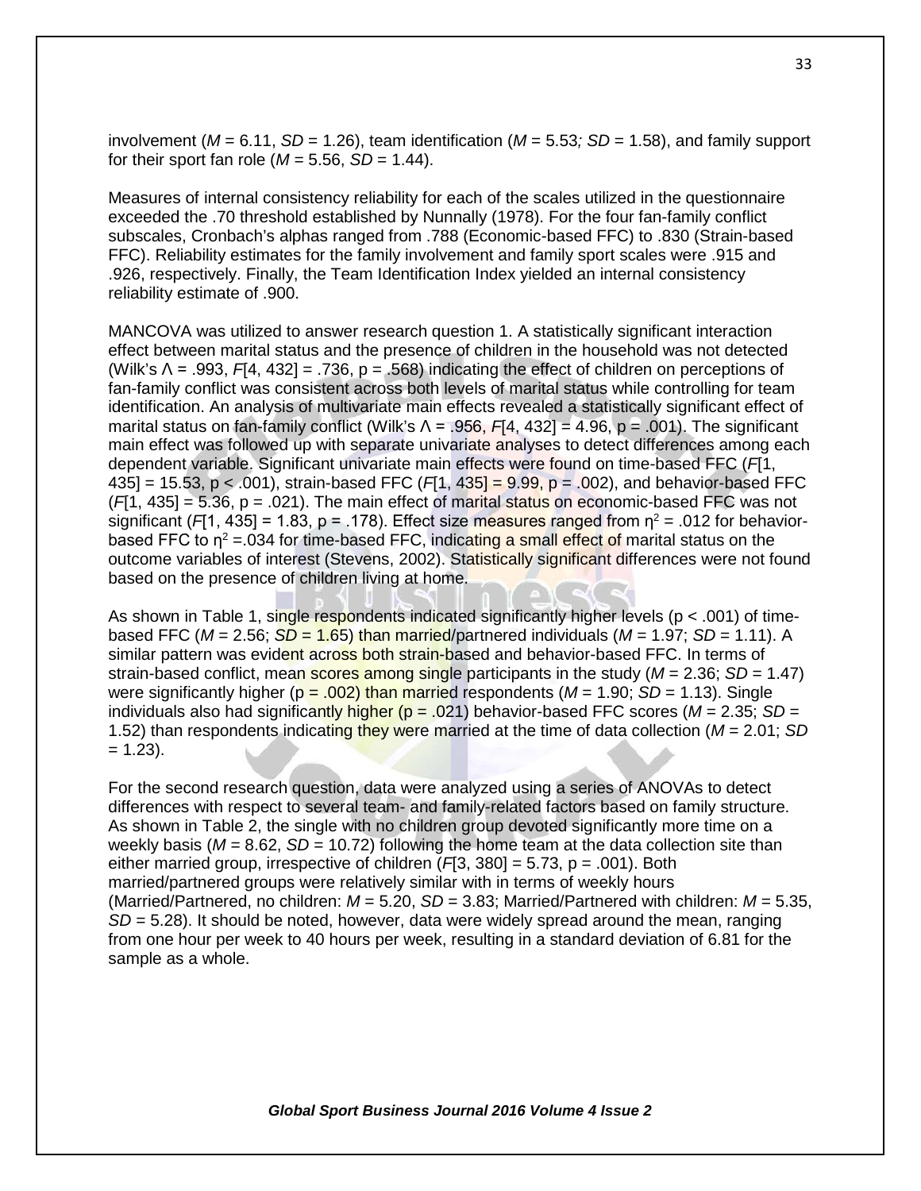involvement (*M* = 6.11, *SD* = 1.26), team identification (*M* = 5.53; *SD* = 1.58), and family support for their sport fan role (*M* = 5.56, *SD* = 1.44).

Measures of internal consistency reliability for each of the scales utilized in the questionnaire exceeded the .70 threshold established by Nunnally (1978). For the four fan-family conflict subscales, Cronbach's alphas ranged from .788 (Economic-based FFC) to .830 (Strain-based FFC). Reliability estimates for the family involvement and family sport scales were .915 and .926, respectively. Finally, the Team Identification Index yielded an internal consistency reliability estimate of .900.

MANCOVA was utilized to answer research question 1. A statistically significant interaction effect between marital status and the presence of children in the household was not detected (Wilk's $\Lambda$ = .993, $F$[4, 432] = .736, p = .568) indicating the effect of children on perceptions of fan-family conflict was consistent across both levels of marital status while controlling for team identification. An analysis of multivariate main effects revealed a statistically significant effect of marital status on fan-family conflict (Wilk's $\Lambda$ = .956, $F$[4, 432] = 4.96, p = .001). The significant main effect was followed up with separate univariate analyses to detect differences among each dependent variable. Significant univariate main effects were found on time-based FFC ($F$[1, 435] = 15.53, p < .001), strain-based FFC ($F$[1, 435] = 9.99, p = .002), and behavior-based FFC ($F$[1, 435] = 5.36, p = .021). The main effect of marital status on economic-based FFC was not significant ($F$[1, 435] = 1.83, p = .178). Effect size measures ranged from $\eta^2$ = .012 for behavior-based FFC to $\eta^2$ =.034 for time-based FFC, indicating a small effect of marital status on the outcome variables of interest (Stevens, 2002). Statistically significant differences were not found based on the presence of children living at home.

As shown in Table 1, single respondents indicated significantly higher levels (p < .001) of time-based FFC (*M* = 2.56; *SD* = 1.65) than married/partnered individuals (*M* = 1.97; *SD* = 1.11). A similar pattern was evident across both strain-based and behavior-based FFC. In terms of strain-based conflict, mean scores among single participants in the study (*M* = 2.36; *SD* = 1.47) were significantly higher (p = .002) than married respondents (*M* = 1.90; *SD* = 1.13). Single individuals also had significantly higher (p = .021) behavior-based FFC scores (*M* = 2.35; *SD* = 1.52) than respondents indicating they were married at the time of data collection (*M* = 2.01; *SD* = 1.23).

For the second research question, data were analyzed using a series of ANOVAs to detect differences with respect to several team- and family-related factors based on family structure. As shown in Table 2, the single with no children group devoted significantly more time on a weekly basis (*M* = 8.62, *SD* = 10.72) following the home team at the data collection site than either married group, irrespective of children ($F$[3, 380] = 5.73, p = .001). Both married/partnered groups were relatively similar with in terms of weekly hours (Married/Partnered, no children: *M* = 5.20, *SD* = 3.83; Married/Partnered with children: *M* = 5.35, *SD* = 5.28). It should be noted, however, data were widely spread around the mean, ranging from one hour per week to 40 hours per week, resulting in a standard deviation of 6.81 for the sample as a whole.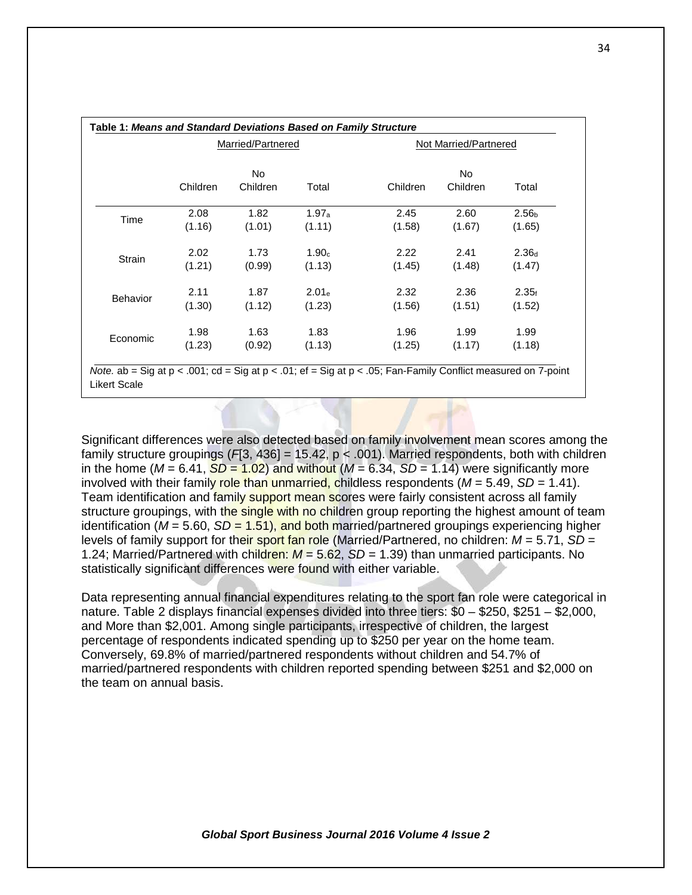**Table 1: *Means and Standard Deviations Based on Family Structure***

| | Married/Partnered | | | Not Married/Partnered | | |
|---|---|---|---|---|---|---|
| | Children | No Children | Total | Children | No Children | Total |
| Time | 2.08 (1.16) | 1.82 (1.01) | $1.97_a$ (1.11) | 2.45 (1.58) | 2.60 (1.67) | $2.56_b$ (1.65) |
| Strain | 2.02 (1.21) | 1.73 (0.99) | $1.90_c$ (1.13) | 2.22 (1.45) | 2.41 (1.48) | $2.36_d$ (1.47) |
| Behavior | 2.11 (1.30) | 1.87 (1.12) | $2.01_e$ (1.23) | 2.32 (1.56) | 2.36 (1.51) | $2.35_f$ (1.52) |
| Economic | 1.98 (1.23) | 1.63 (0.92) | 1.83 (1.13) | 1.96 (1.25) | 1.99 (1.17) | 1.99 (1.18) |

*Note.* ab = Sig at $p < .001$; cd = Sig at $p < .01$; ef = Sig at $p < .05$; Fan-Family Conflict measured on 7-point Likert Scale

Significant differences were also detected based on family involvement mean scores among the family structure groupings ($F[3, 436] = 15.42$, $p < .001$). Married respondents, both with children in the home ($M = 6.41$, $SD = 1.02$) and without ($M = 6.34$, $SD = 1.14$) were significantly more involved with their family role than unmarried, childless respondents ($M = 5.49$, $SD = 1.41$). Team identification and family support mean scores were fairly consistent across all family structure groupings, with the single with no children group reporting the highest amount of team identification ($M = 5.60$, $SD = 1.51$), and both married/partnered groupings experiencing higher levels of family support for their sport fan role (Married/Partnered, no children: $M = 5.71$, $SD = 1.24$; Married/Partnered with children: $M = 5.62$, $SD = 1.39$) than unmarried participants. No statistically significant differences were found with either variable.

Data representing annual financial expenditures relating to the sport fan role were categorical in nature. Table 2 displays financial expenses divided into three tiers: \$0 – \$250, \$251 – \$2,000, and More than \$2,001. Among single participants, irrespective of children, the largest percentage of respondents indicated spending up to \$250 per year on the home team. Conversely, 69.8% of married/partnered respondents without children and 54.7% of married/partnered respondents with children reported spending between \$251 and \$2,000 on the team on annual basis.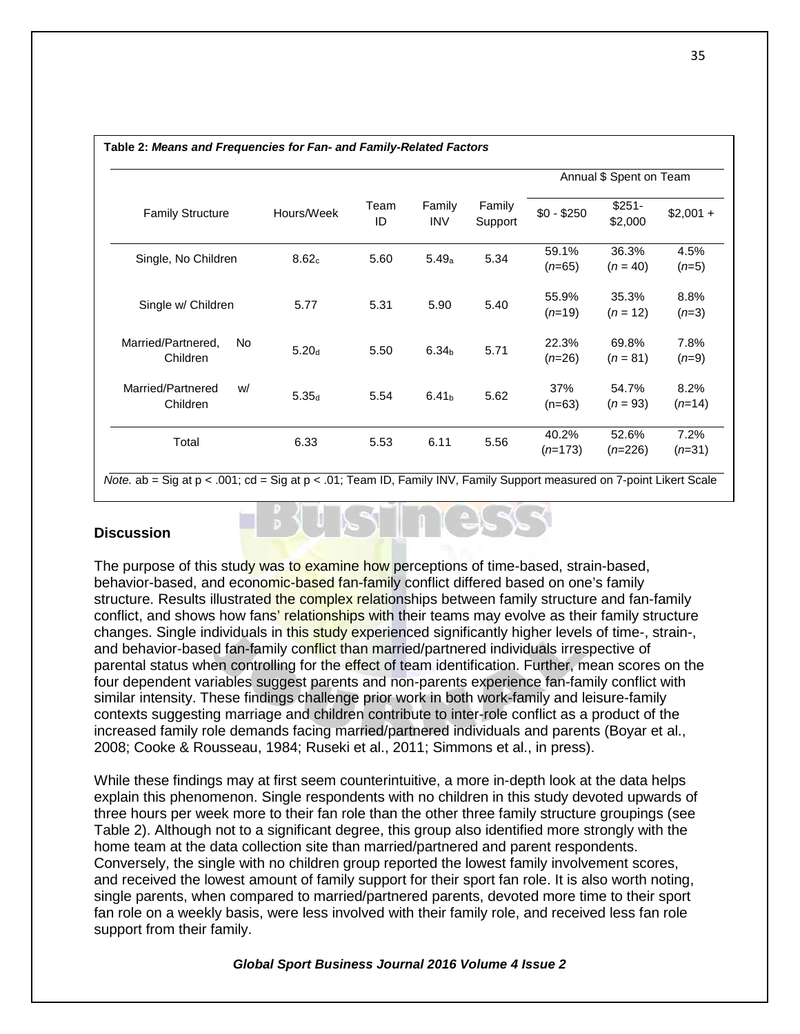**Table 2:** ***Means and Frequencies for Fan- and Family-Related Factors***

| Family Structure | Hours/Week | Team ID | Family INV | Family Support | Annual $ Spent on Team | | |
|---|---|---|---|---|---|---|---|
| | | | | | $0 - $250 | $251-$2,000 | $2,001 + |
| Single, No Children | $8.62_c$ | 5.60 | $5.49_a$ | 5.34 | 59.1% (*n*=65) | 36.3% (*n* = 40) | 4.5% (*n*=5) |
| Single w/ Children | 5.77 | 5.31 | 5.90 | 5.40 | 55.9% (*n*=19) | 35.3% (*n* = 12) | 8.8% (*n*=3) |
| Married/Partnered, No Children | $5.20_d$ | 5.50 | $6.34_b$ | 5.71 | 22.3% (*n*=26) | 69.8% (*n* = 81) | 7.8% (*n*=9) |
| Married/Partnered w/ Children | $5.35_d$ | 5.54 | $6.41_b$ | 5.62 | 37% (n=63) | 54.7% (*n* = 93) | 8.2% (*n*=14) |
| Total | 6.33 | 5.53 | 6.11 | 5.56 | 40.2% (*n*=173) | 52.6% (*n*=226) | 7.2% (*n*=31) |

*Note.* ab = Sig at $p < .001$; cd = Sig at $p < .01$; Team ID, Family INV, Family Support measured on 7-point Likert Scale

## Discussion

The purpose of this study was to examine how perceptions of time-based, strain-based, behavior-based, and economic-based fan-family conflict differed based on one's family structure. Results illustrated the complex relationships between family structure and fan-family conflict, and shows how fans' relationships with their teams may evolve as their family structure changes. Single individuals in this study experienced significantly higher levels of time-, strain-, and behavior-based fan-family conflict than married/partnered individuals irrespective of parental status when controlling for the effect of team identification. Further, mean scores on the four dependent variables suggest parents and non-parents experience fan-family conflict with similar intensity. These findings challenge prior work in both work-family and leisure-family contexts suggesting marriage and children contribute to inter-role conflict as a product of the increased family role demands facing married/partnered individuals and parents (Boyar et al., 2008; Cooke & Rousseau, 1984; Ruseki et al., 2011; Simmons et al., in press).

While these findings may at first seem counterintuitive, a more in-depth look at the data helps explain this phenomenon. Single respondents with no children in this study devoted upwards of three hours per week more to their fan role than the other three family structure groupings (see Table 2). Although not to a significant degree, this group also identified more strongly with the home team at the data collection site than married/partnered and parent respondents. Conversely, the single with no children group reported the lowest family involvement scores, and received the lowest amount of family support for their sport fan role. It is also worth noting, single parents, when compared to married/partnered parents, devoted more time to their sport fan role on a weekly basis, were less involved with their family role, and received less fan role support from their family.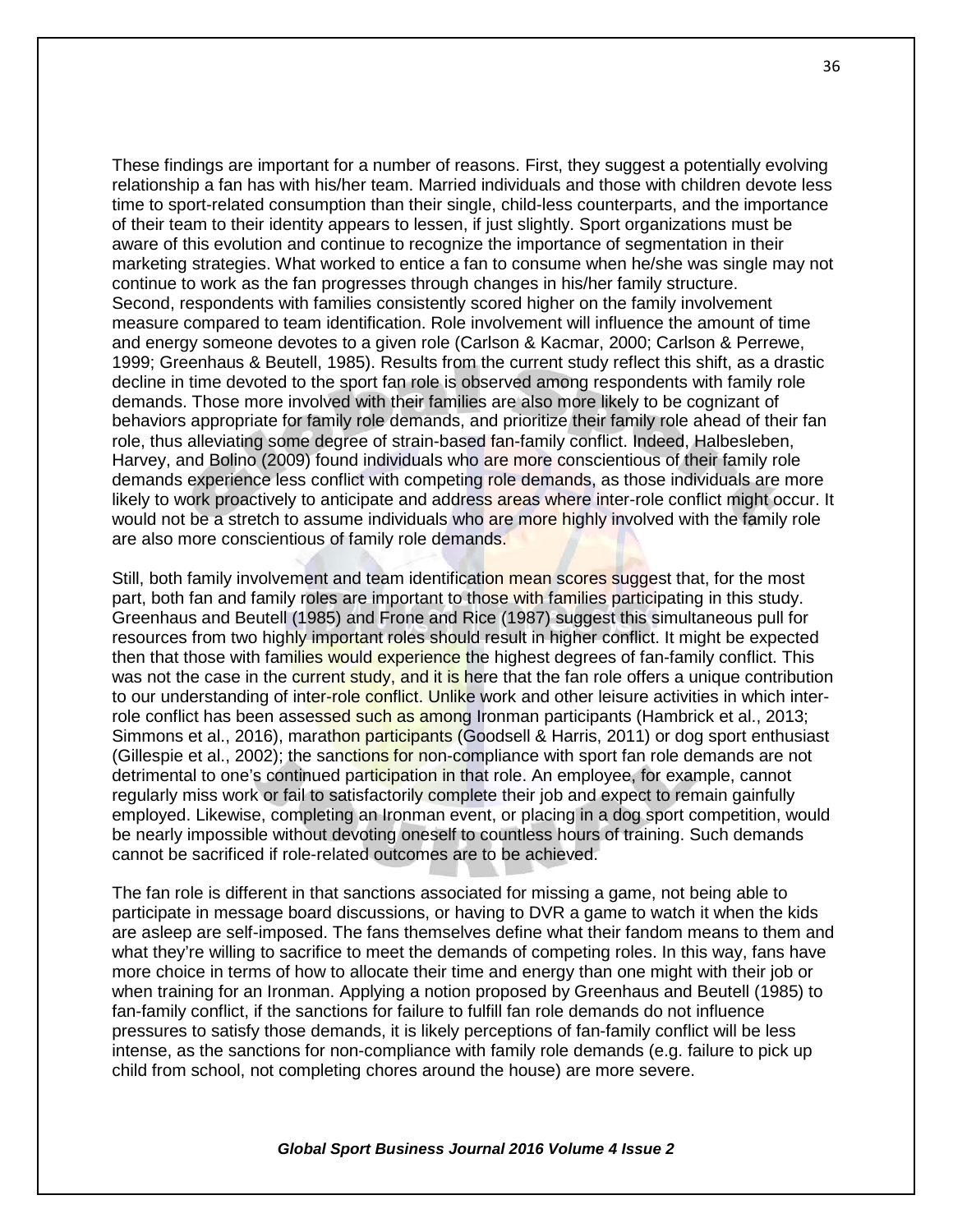These findings are important for a number of reasons. First, they suggest a potentially evolving relationship a fan has with his/her team. Married individuals and those with children devote less time to sport-related consumption than their single, child-less counterparts, and the importance of their team to their identity appears to lessen, if just slightly. Sport organizations must be aware of this evolution and continue to recognize the importance of segmentation in their marketing strategies. What worked to entice a fan to consume when he/she was single may not continue to work as the fan progresses through changes in his/her family structure. Second, respondents with families consistently scored higher on the family involvement measure compared to team identification. Role involvement will influence the amount of time and energy someone devotes to a given role (Carlson & Kacmar, 2000; Carlson & Perrewe, 1999; Greenhaus & Beutell, 1985). Results from the current study reflect this shift, as a drastic decline in time devoted to the sport fan role is observed among respondents with family role demands. Those more involved with their families are also more likely to be cognizant of behaviors appropriate for family role demands, and prioritize their family role ahead of their fan role, thus alleviating some degree of strain-based fan-family conflict. Indeed, Halbesleben, Harvey, and Bolino (2009) found individuals who are more conscientious of their family role demands experience less conflict with competing role demands, as those individuals are more likely to work proactively to anticipate and address areas where inter-role conflict might occur. It would not be a stretch to assume individuals who are more highly involved with the family role are also more conscientious of family role demands.

Still, both family involvement and team identification mean scores suggest that, for the most part, both fan and family roles are important to those with families participating in this study. Greenhaus and Beutell (1985) and Frone and Rice (1987) suggest this simultaneous pull for resources from two highly important roles should result in higher conflict. It might be expected then that those with families would experience the highest degrees of fan-family conflict. This was not the case in the current study, and it is here that the fan role offers a unique contribution to our understanding of inter-role conflict. Unlike work and other leisure activities in which inter-role conflict has been assessed such as among Ironman participants (Hambrick et al., 2013; Simmons et al., 2016), marathon participants (Goodsell & Harris, 2011) or dog sport enthusiast (Gillespie et al., 2002); the sanctions for non-compliance with sport fan role demands are not detrimental to one's continued participation in that role. An employee, for example, cannot regularly miss work or fail to satisfactorily complete their job and expect to remain gainfully employed. Likewise, completing an Ironman event, or placing in a dog sport competition, would be nearly impossible without devoting oneself to countless hours of training. Such demands cannot be sacrificed if role-related outcomes are to be achieved.

The fan role is different in that sanctions associated for missing a game, not being able to participate in message board discussions, or having to DVR a game to watch it when the kids are asleep are self-imposed. The fans themselves define what their fandom means to them and what they're willing to sacrifice to meet the demands of competing roles. In this way, fans have more choice in terms of how to allocate their time and energy than one might with their job or when training for an Ironman. Applying a notion proposed by Greenhaus and Beutell (1985) to fan-family conflict, if the sanctions for failure to fulfill fan role demands do not influence pressures to satisfy those demands, it is likely perceptions of fan-family conflict will be less intense, as the sanctions for non-compliance with family role demands (e.g. failure to pick up child from school, not completing chores around the house) are more severe.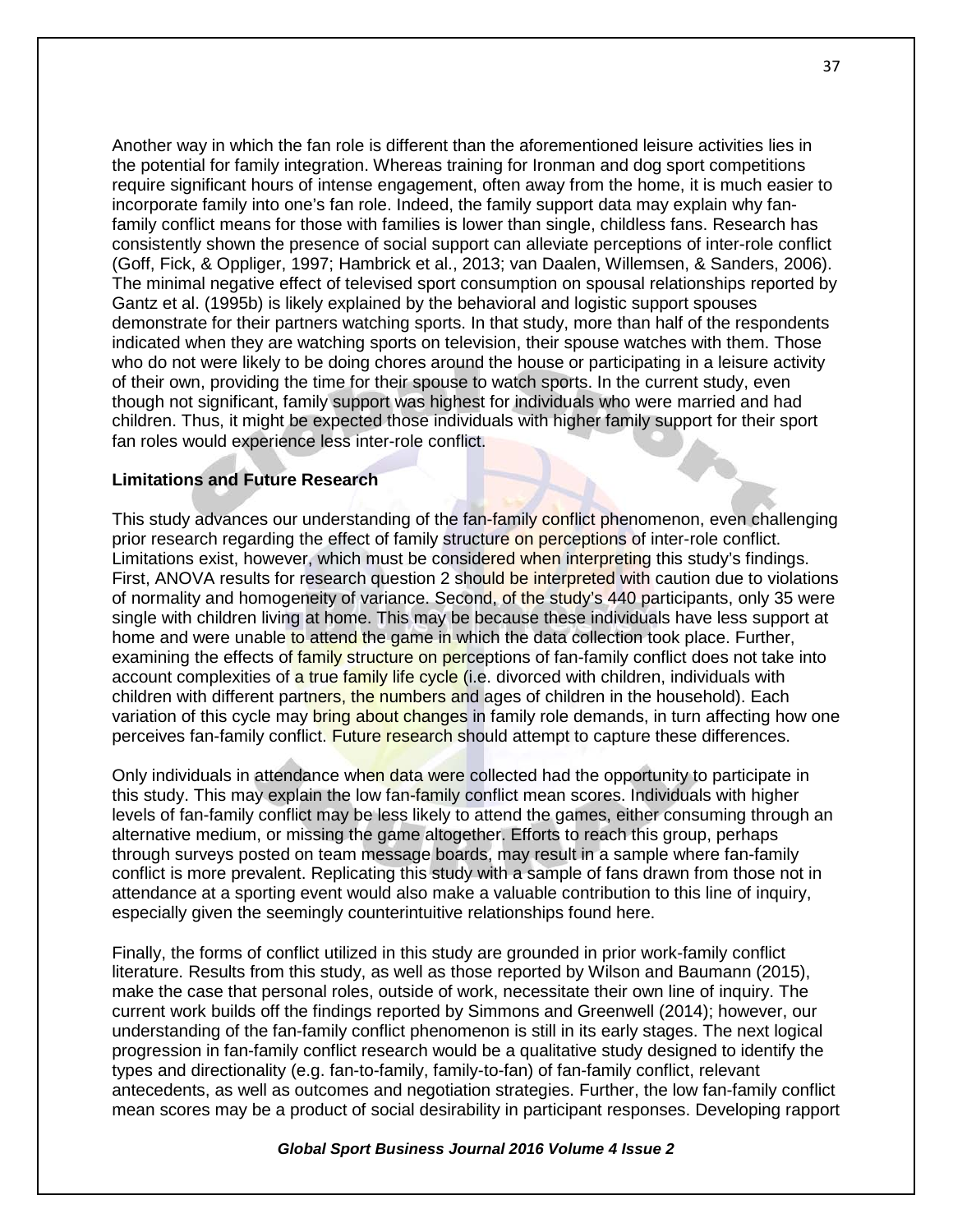Another way in which the fan role is different than the aforementioned leisure activities lies in the potential for family integration. Whereas training for Ironman and dog sport competitions require significant hours of intense engagement, often away from the home, it is much easier to incorporate family into one's fan role. Indeed, the family support data may explain why fan-family conflict means for those with families is lower than single, childless fans. Research has consistently shown the presence of social support can alleviate perceptions of inter-role conflict (Goff, Fick, & Oppliger, 1997; Hambrick et al., 2013; van Daalen, Willemsen, & Sanders, 2006). The minimal negative effect of televised sport consumption on spousal relationships reported by Gantz et al. (1995b) is likely explained by the behavioral and logistic support spouses demonstrate for their partners watching sports. In that study, more than half of the respondents indicated when they are watching sports on television, their spouse watches with them. Those who do not were likely to be doing chores around the house or participating in a leisure activity of their own, providing the time for their spouse to watch sports. In the current study, even though not significant, family support was highest for individuals who were married and had children. Thus, it might be expected those individuals with higher family support for their sport fan roles would experience less inter-role conflict.

**Limitations and Future Research**

This study advances our understanding of the fan-family conflict phenomenon, even challenging prior research regarding the effect of family structure on perceptions of inter-role conflict. Limitations exist, however, which must be considered when interpreting this study's findings. First, ANOVA results for research question 2 should be interpreted with caution due to violations of normality and homogeneity of variance. Second, of the study's 440 participants, only 35 were single with children living at home. This may be because these individuals have less support at home and were unable to attend the game in which the data collection took place. Further, examining the effects of family structure on perceptions of fan-family conflict does not take into account complexities of a true family life cycle (i.e. divorced with children, individuals with children with different partners, the numbers and ages of children in the household). Each variation of this cycle may bring about changes in family role demands, in turn affecting how one perceives fan-family conflict. Future research should attempt to capture these differences.

Only individuals in attendance when data were collected had the opportunity to participate in this study. This may explain the low fan-family conflict mean scores. Individuals with higher levels of fan-family conflict may be less likely to attend the games, either consuming through an alternative medium, or missing the game altogether. Efforts to reach this group, perhaps through surveys posted on team message boards, may result in a sample where fan-family conflict is more prevalent. Replicating this study with a sample of fans drawn from those not in attendance at a sporting event would also make a valuable contribution to this line of inquiry, especially given the seemingly counterintuitive relationships found here.

Finally, the forms of conflict utilized in this study are grounded in prior work-family conflict literature. Results from this study, as well as those reported by Wilson and Baumann (2015), make the case that personal roles, outside of work, necessitate their own line of inquiry. The current work builds off the findings reported by Simmons and Greenwell (2014); however, our understanding of the fan-family conflict phenomenon is still in its early stages. The next logical progression in fan-family conflict research would be a qualitative study designed to identify the types and directionality (e.g. fan-to-family, family-to-fan) of fan-family conflict, relevant antecedents, as well as outcomes and negotiation strategies. Further, the low fan-family conflict mean scores may be a product of social desirability in participant responses. Developing rapport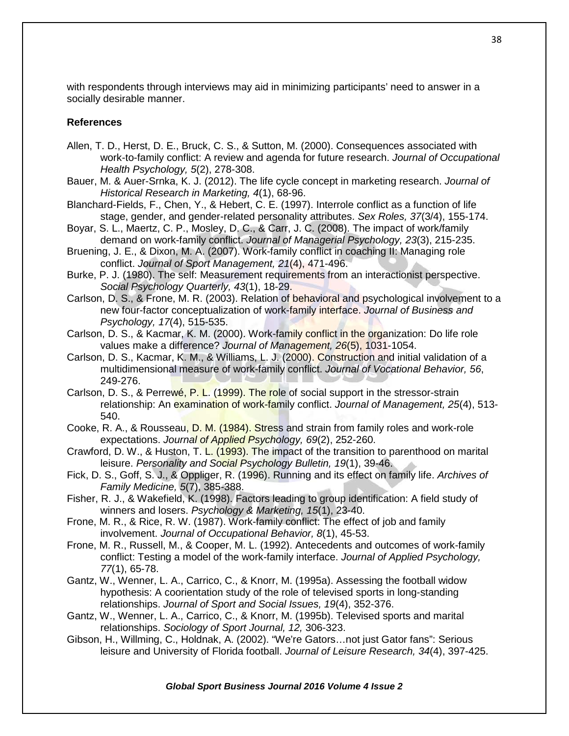with respondents through interviews may aid in minimizing participants' need to answer in a socially desirable manner.

## References

Allen, T. D., Herst, D. E., Bruck, C. S., & Sutton, M. (2000). Consequences associated with work-to-family conflict: A review and agenda for future research. *Journal of Occupational Health Psychology, 5*(2), 278-308.

Bauer, M. & Auer-Srnka, K. J. (2012). The life cycle concept in marketing research. *Journal of Historical Research in Marketing, 4*(1), 68-96.

Blanchard-Fields, F., Chen, Y., & Hebert, C. E. (1997). Interrole conflict as a function of life stage, gender, and gender-related personality attributes. *Sex Roles, 37*(3/4), 155-174.

Boyar, S. L., Maertz, C. P., Mosley, D. C., & Carr, J. C. (2008). The impact of work/family demand on work-family conflict. *Journal of Managerial Psychology, 23*(3), 215-235.

Bruening, J. E., & Dixon, M. A. (2007). Work-family conflict in coaching II: Managing role conflict. *Journal of Sport Management, 21*(4), 471-496.

Burke, P. J. (1980). The self: Measurement requirements from an interactionist perspective. *Social Psychology Quarterly, 43*(1), 18-29.

Carlson, D. S., & Frone, M. R. (2003). Relation of behavioral and psychological involvement to a new four-factor conceptualization of work-family interface. *Journal of Business and Psychology, 17*(4), 515-535.

Carlson, D. S., & Kacmar, K. M. (2000). Work-family conflict in the organization: Do life role values make a difference? *Journal of Management, 26*(5), 1031-1054.

Carlson, D. S., Kacmar, K. M., & Williams, L. J. (2000). Construction and initial validation of a multidimensional measure of work-family conflict. *Journal of Vocational Behavior, 56*, 249-276.

Carlson, D. S., & Perrewé, P. L. (1999). The role of social support in the stressor-strain relationship: An examination of work-family conflict. *Journal of Management, 25*(4), 513-540.

Cooke, R. A., & Rousseau, D. M. (1984). Stress and strain from family roles and work-role expectations. *Journal of Applied Psychology, 69*(2), 252-260.

Crawford, D. W., & Huston, T. L. (1993). The impact of the transition to parenthood on marital leisure. *Personality and Social Psychology Bulletin, 19*(1), 39-46.

Fick, D. S., Goff, S. J., & Oppliger, R. (1996). Running and its effect on family life. *Archives of Family Medicine, 5*(7), 385-388.

Fisher, R. J., & Wakefield, K. (1998). Factors leading to group identification: A field study of winners and losers. *Psychology & Marketing, 15*(1), 23-40.

Frone, M. R., & Rice, R. W. (1987). Work-family conflict: The effect of job and family involvement. *Journal of Occupational Behavior, 8*(1), 45-53.

Frone, M. R., Russell, M., & Cooper, M. L. (1992). Antecedents and outcomes of work-family conflict: Testing a model of the work-family interface. *Journal of Applied Psychology, 77*(1), 65-78.

Gantz, W., Wenner, L. A., Carrico, C., & Knorr, M. (1995a). Assessing the football widow hypothesis: A coorientation study of the role of televised sports in long-standing relationships. *Journal of Sport and Social Issues, 19*(4), 352-376.

Gantz, W., Wenner, L. A., Carrico, C., & Knorr, M. (1995b). Televised sports and marital relationships. *Sociology of Sport Journal, 12,* 306-323.

Gibson, H., Willming, C., Holdnak, A. (2002). "We're Gators…not just Gator fans": Serious leisure and University of Florida football. *Journal of Leisure Research, 34*(4), 397-425.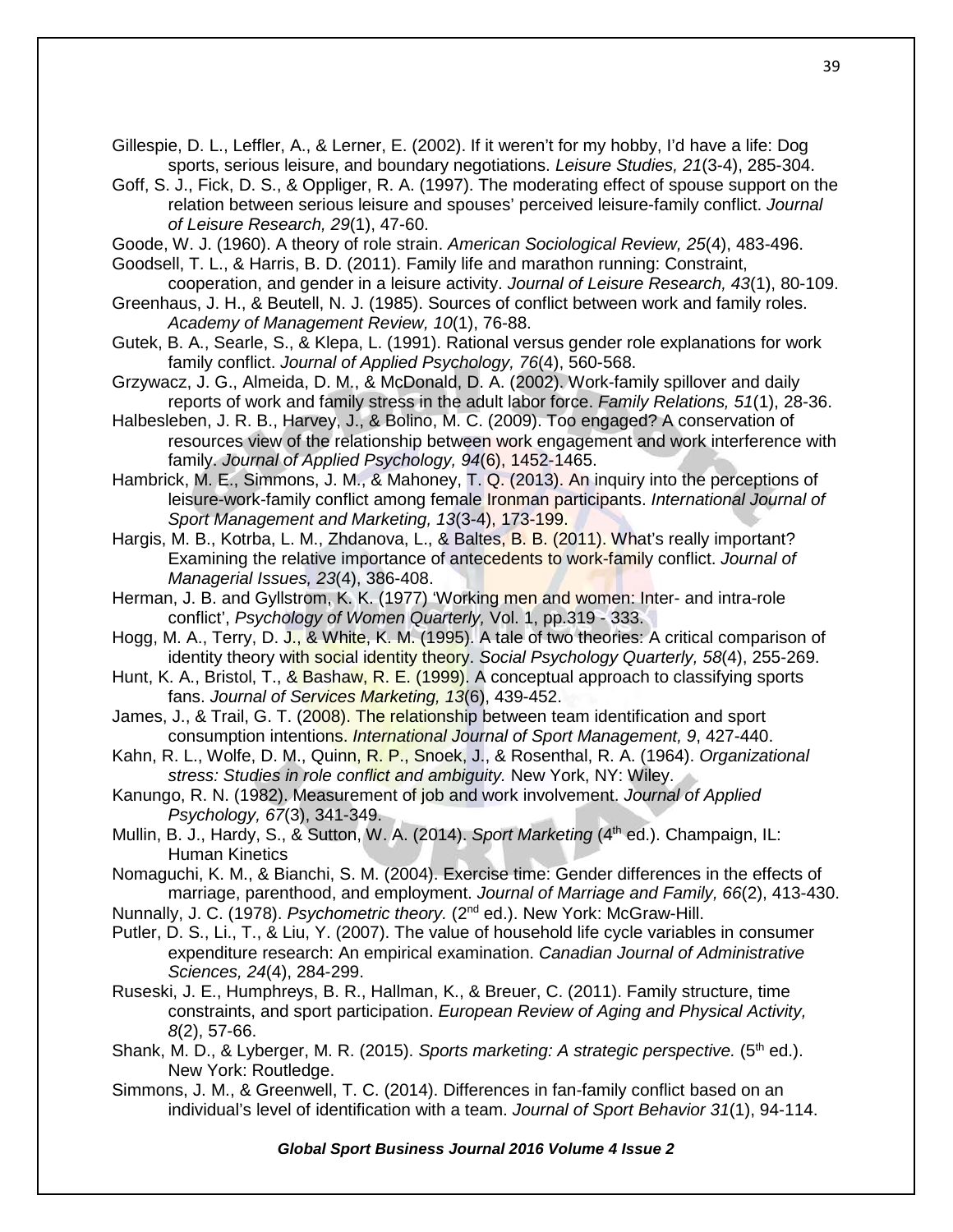Gillespie, D. L., Leffler, A., & Lerner, E. (2002). If it weren't for my hobby, I'd have a life: Dog sports, serious leisure, and boundary negotiations. *Leisure Studies, 21*(3-4), 285-304.

Goff, S. J., Fick, D. S., & Oppliger, R. A. (1997). The moderating effect of spouse support on the relation between serious leisure and spouses' perceived leisure-family conflict. *Journal of Leisure Research, 29*(1), 47-60.

Goode, W. J. (1960). A theory of role strain. *American Sociological Review, 25*(4), 483-496.

Goodsell, T. L., & Harris, B. D. (2011). Family life and marathon running: Constraint, cooperation, and gender in a leisure activity. *Journal of Leisure Research, 43*(1), 80-109.

Greenhaus, J. H., & Beutell, N. J. (1985). Sources of conflict between work and family roles. *Academy of Management Review, 10*(1), 76-88.

Gutek, B. A., Searle, S., & Klepa, L. (1991). Rational versus gender role explanations for work family conflict. *Journal of Applied Psychology, 76*(4), 560-568.

Grzywacz, J. G., Almeida, D. M., & McDonald, D. A. (2002). Work-family spillover and daily reports of work and family stress in the adult labor force. *Family Relations, 51*(1), 28-36.

Halbesleben, J. R. B., Harvey, J., & Bolino, M. C. (2009). Too engaged? A conservation of resources view of the relationship between work engagement and work interference with family. *Journal of Applied Psychology, 94*(6), 1452-1465.

Hambrick, M. E., Simmons, J. M., & Mahoney, T. Q. (2013). An inquiry into the perceptions of leisure-work-family conflict among female Ironman participants. *International Journal of Sport Management and Marketing, 13*(3-4), 173-199.

Hargis, M. B., Kotrba, L. M., Zhdanova, L., & Baltes, B. B. (2011). What's really important? Examining the relative importance of antecedents to work-family conflict. *Journal of Managerial Issues, 23*(4), 386-408.

Herman, J. B. and Gyllstrom, K. K. (1977) 'Working men and women: Inter- and intra-role conflict', *Psychology of Women Quarterly,* Vol. 1, pp.319 - 333.

Hogg, M. A., Terry, D. J., & White, K. M. (1995). A tale of two theories: A critical comparison of identity theory with social identity theory. *Social Psychology Quarterly, 58*(4), 255-269.

Hunt, K. A., Bristol, T., & Bashaw, R. E. (1999). A conceptual approach to classifying sports fans. *Journal of Services Marketing, 13*(6), 439-452.

James, J., & Trail, G. T. (2008). The relationship between team identification and sport consumption intentions. *International Journal of Sport Management, 9*, 427-440.

Kahn, R. L., Wolfe, D. M., Quinn, R. P., Snoek, J., & Rosenthal, R. A. (1964). *Organizational stress: Studies in role conflict and ambiguity.* New York, NY: Wiley.

Kanungo, R. N. (1982). Measurement of job and work involvement. *Journal of Applied Psychology, 67*(3), 341-349.

Mullin, B. J., Hardy, S., & Sutton, W. A. (2014). *Sport Marketing* (4th ed.). Champaign, IL: Human Kinetics

Nomaguchi, K. M., & Bianchi, S. M. (2004). Exercise time: Gender differences in the effects of marriage, parenthood, and employment. *Journal of Marriage and Family, 66*(2), 413-430.

Nunnally, J. C. (1978). *Psychometric theory.* (2nd ed.). New York: McGraw-Hill.

Putler, D. S., Li., T., & Liu, Y. (2007). The value of household life cycle variables in consumer expenditure research: An empirical examination. *Canadian Journal of Administrative Sciences, 24*(4), 284-299.

Ruseski, J. E., Humphreys, B. R., Hallman, K., & Breuer, C. (2011). Family structure, time constraints, and sport participation. *European Review of Aging and Physical Activity, 8*(2), 57-66.

Shank, M. D., & Lyberger, M. R. (2015). *Sports marketing: A strategic perspective.* (5th ed.). New York: Routledge.

Simmons, J. M., & Greenwell, T. C. (2014). Differences in fan-family conflict based on an individual's level of identification with a team. *Journal of Sport Behavior 31*(1), 94-114.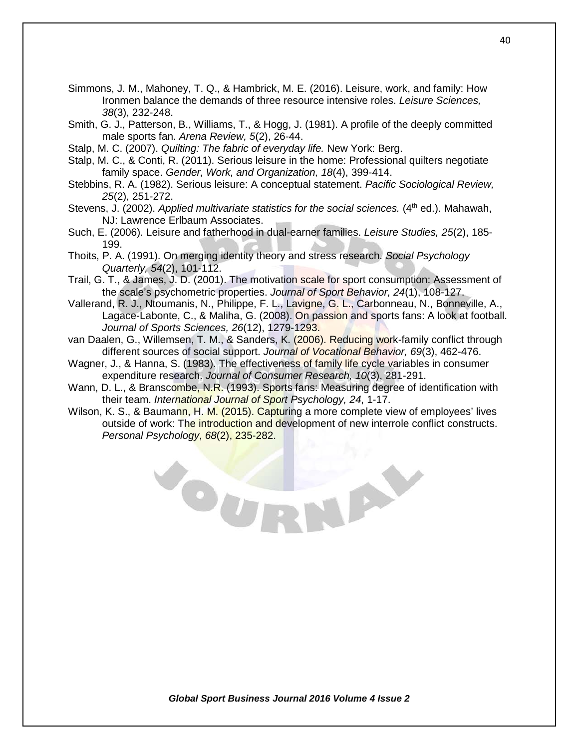Simmons, J. M., Mahoney, T. Q., & Hambrick, M. E. (2016). Leisure, work, and family: How Ironmen balance the demands of three resource intensive roles. *Leisure Sciences, 38*(3), 232-248.

Smith, G. J., Patterson, B., Williams, T., & Hogg, J. (1981). A profile of the deeply committed male sports fan. *Arena Review, 5*(2), 26-44.

Stalp, M. C. (2007). *Quilting: The fabric of everyday life.* New York: Berg.

Stalp, M. C., & Conti, R. (2011). Serious leisure in the home: Professional quilters negotiate family space. *Gender, Work, and Organization, 18*(4), 399-414.

Stebbins, R. A. (1982). Serious leisure: A conceptual statement. *Pacific Sociological Review, 25*(2), 251-272.

Stevens, J. (2002). *Applied multivariate statistics for the social sciences.* (4th ed.). Mahawah, NJ: Lawrence Erlbaum Associates.

Such, E. (2006). Leisure and fatherhood in dual-earner families. *Leisure Studies, 25*(2), 185-199.

Thoits, P. A. (1991). On merging identity theory and stress research. *Social Psychology Quarterly, 54*(2), 101-112.

Trail, G. T., & James, J. D. (2001). The motivation scale for sport consumption: Assessment of the scale's psychometric properties. *Journal of Sport Behavior, 24*(1), 108-127.

Vallerand, R. J., Ntoumanis, N., Philippe, F. L., Lavigne, G. L., Carbonneau, N., Bonneville, A., Lagace-Labonte, C., & Maliha, G. (2008). On passion and sports fans: A look at football. *Journal of Sports Sciences, 26*(12), 1279-1293.

van Daalen, G., Willemsen, T. M., & Sanders, K. (2006). Reducing work-family conflict through different sources of social support. *Journal of Vocational Behavior, 69*(3), 462-476.

Wagner, J., & Hanna, S. (1983). The effectiveness of family life cycle variables in consumer expenditure research. *Journal of Consumer Research, 10*(3), 281-291.

Wann, D. L., & Branscombe, N.R. (1993). Sports fans: Measuring degree of identification with their team. *International Journal of Sport Psychology, 24*, 1-17.

Wilson, K. S., & Baumann, H. M. (2015). Capturing a more complete view of employees' lives outside of work: The introduction and development of new interrole conflict constructs. *Personal Psychology*, *68*(2), 235-282.